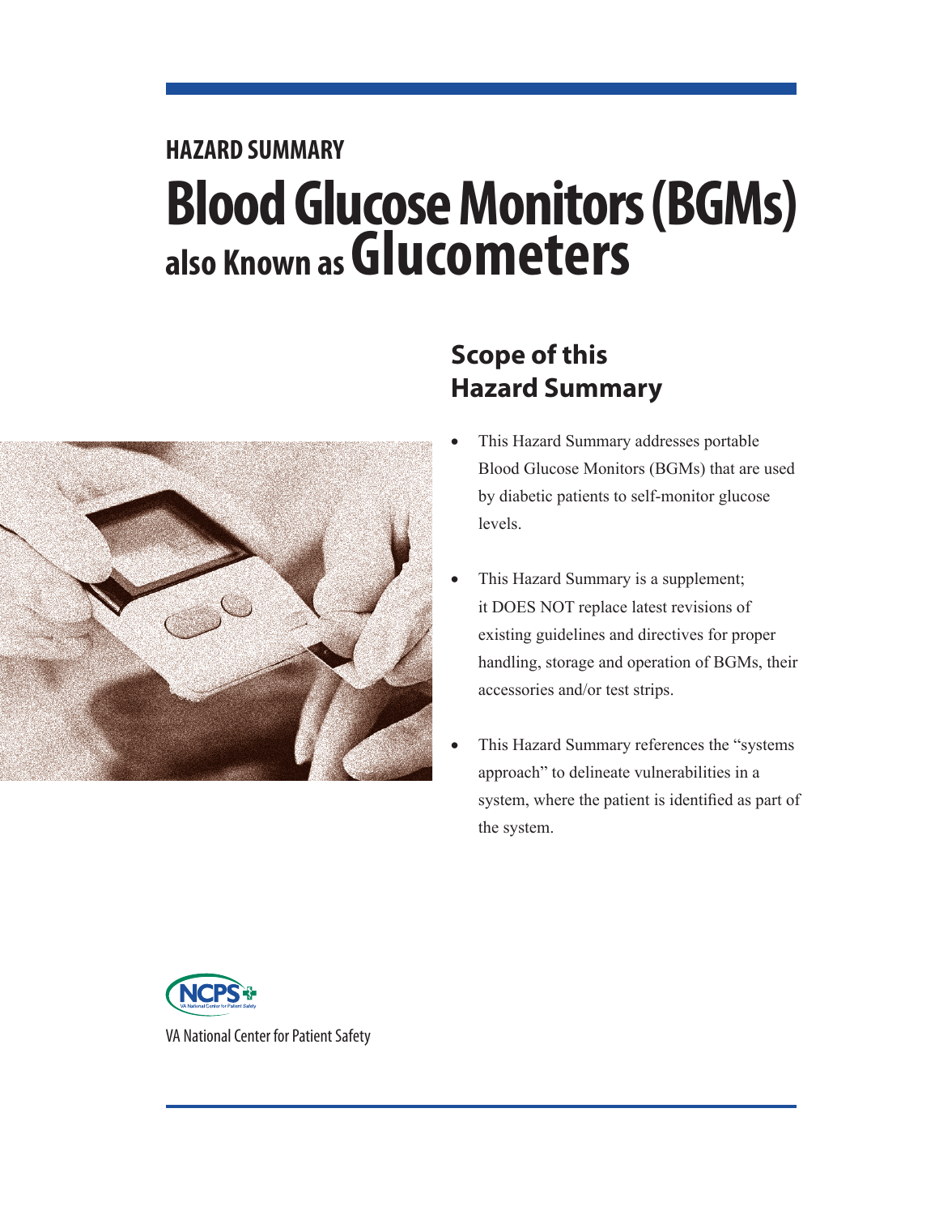HAZARD SUMMARY

# Blood Glucose Monitors (BGMs) also Known as Glucometers

## Scope of this Hazard Summary

- This Hazard Summary addresses portable Blood Glucose Monitors (BGMs) that are used by diabetic patients to self-monitor glucose levels.
- This Hazard Summary is a supplement; it DOES NOT replace latest revisions of existing guidelines and directives for proper handling, storage and operation of BGMs, their accessories and/or test strips.
- This Hazard Summary references the "systems approach" to delineate vulnerabilities in a system, where the patient is identified as part of the system.

VA National Center for Patient Safety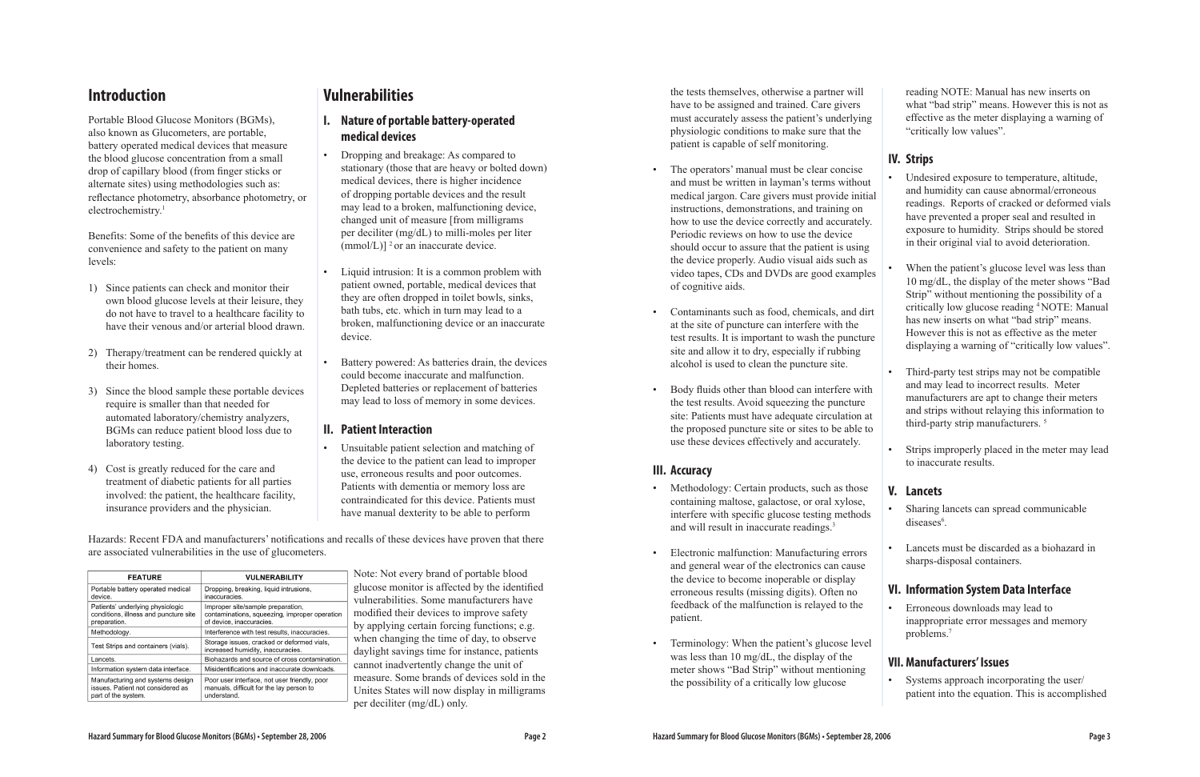## Introduction

Portable Blood Glucose Monitors (BGMs), also known as Glucometers, are portable, battery operated medical devices that measure the blood glucose concentration from a small drop of capillary blood (from finger sticks or alternate sites) using methodologies such as: reflectance photometry, absorbance photometry, or electrochemistry.[1]

Benefits: Some of the benefits of this device are convenience and safety to the patient on many levels:

1) Since patients can check and monitor their own blood glucose levels at their leisure, they do not have to travel to a healthcare facility to have their venous and/or arterial blood drawn.

2) Therapy/treatment can be rendered quickly at their homes.

3) Since the blood sample these portable devices require is smaller than that needed for automated laboratory/chemistry analyzers, BGMs can reduce patient blood loss due to laboratory testing.

4) Cost is greatly reduced for the care and treatment of diabetic patients for all parties involved: the patient, the healthcare facility, insurance providers and the physician.

## Vulnerabilities

### I. Nature of portable battery-operated medical devices

- Dropping and breakage: As compared to stationary (those that are heavy or bolted down) medical devices, there is higher incidence of dropping portable devices and the result may lead to a broken, malfunctioning device, changed unit of measure [from milligrams per deciliter (mg/dL) to milli-moles per liter (mmol/L)] [2] or an inaccurate device.

- Liquid intrusion: It is a common problem with patient owned, portable, medical devices that they are often dropped in toilet bowls, sinks, bath tubs, etc. which in turn may lead to a broken, malfunctioning device or an inaccurate device.

- Battery powered: As batteries drain, the devices could become inaccurate and malfunction. Depleted batteries or replacement of batteries may lead to loss of memory in some devices.

### II. Patient Interaction

- Unsuitable patient selection and matching of the device to the patient can lead to improper use, erroneous results and poor outcomes. Patients with dementia or memory loss are contraindicated for this device. Patients must have manual dexterity to be able to perform the tests themselves, otherwise a partner will have to be assigned and trained. Care givers must accurately assess the patient's underlying physiologic conditions to make sure that the patient is capable of self monitoring.

- The operators' manual must be clear concise and must be written in layman's terms without medical jargon. Care givers must provide initial instructions, demonstrations, and training on how to use the device correctly and accurately. Periodic reviews on how to use the device should occur to assure that the patient is using the device properly. Audio visual aids such as video tapes, CDs and DVDs are good examples of cognitive aids.

- Contaminants such as food, chemicals, and dirt at the site of puncture can interfere with the test results. It is important to wash the puncture site and allow it to dry, especially if rubbing alcohol is used to clean the puncture site.

- Body fluids other than blood can interfere with the test results. Avoid squeezing the puncture site: Patients must have adequate circulation at the proposed puncture site or sites to be able to use these devices effectively and accurately.

Hazards: Recent FDA and manufacturers' notifications and recalls of these devices have proven that there are associated vulnerabilities in the use of glucometers.

| FEATURE | VULNERABILITY |
|---|---|
| Portable battery operated medical device. | Dropping, breaking, liquid intrusions, inaccuracies. |
| Patients' underlying physiologic conditions, illness and puncture site preparation. | Improper site/sample preparation, contaminations, squeezing, improper operation of device, inaccuracies. |
| Methodology. | Interference with test results, inaccuracies. |
| Test Strips and containers (vials). | Storage issues, cracked or deformed vials, increased humidity, inaccuracies. |
| Lancets. | Biohazards and source of cross contamination. |
| Information system data interface. | Misidentifications and inaccurate downloads. |
| Manufacturing and systems design issues. Patient not considered as part of the system. | Poor user interface, not user friendly, poor manuals, difficult for the lay person to understand. |

Note: Not every brand of portable blood glucose monitor is affected by the identified vulnerabilities. Some manufacturers have modified their devices to improve safety by applying certain forcing functions; e.g. when changing the time of day, to observe daylight savings time for instance, patients cannot inadvertently change the unit of measure. Some brands of devices sold in the Unites States will now display in milligrams per deciliter (mg/dL) only.

### III. Accuracy

- Methodology: Certain products, such as those containing maltose, galactose, or oral xylose, interfere with specific glucose testing methods and will result in inaccurate readings.[3]

- Electronic malfunction: Manufacturing errors and general wear of the electronics can cause the device to become inoperable or display erroneous results (missing digits). Often no feedback of the malfunction is relayed to the patient.

- Terminology: When the patient's glucose level was less than 10 mg/dL, the display of the meter shows "Bad Strip" without mentioning the possibility of a critically low glucose reading NOTE: Manual has new inserts on what "bad strip" means. However this is not as effective as the meter displaying a warning of "critically low values".

### IV. Strips

- Undesired exposure to temperature, altitude, and humidity can cause abnormal/erroneous readings. Reports of cracked or deformed vials have prevented a proper seal and resulted in exposure to humidity. Strips should be stored in their original vial to avoid deterioration.

- When the patient's glucose level was less than 10 mg/dL, the display of the meter shows "Bad Strip" without mentioning the possibility of a critically low glucose reading [4] NOTE: Manual has new inserts on what "bad strip" means. However this is not as effective as the meter displaying a warning of "critically low values".

- Third-party test strips may not be compatible and may lead to incorrect results. Meter manufacturers are apt to change their meters and strips without relaying this information to third-party strip manufacturers. [5]

- Strips improperly placed in the meter may lead to inaccurate results.

### V. Lancets

- Sharing lancets can spread communicable diseases[6].

- Lancets must be discarded as a biohazard in sharps-disposal containers.

### VI. Information System Data Interface

- Erroneous downloads may lead to inappropriate error messages and memory problems.[7]

### VII. Manufacturers' Issues

- Systems approach incorporating the user/patient into the equation. This is accomplished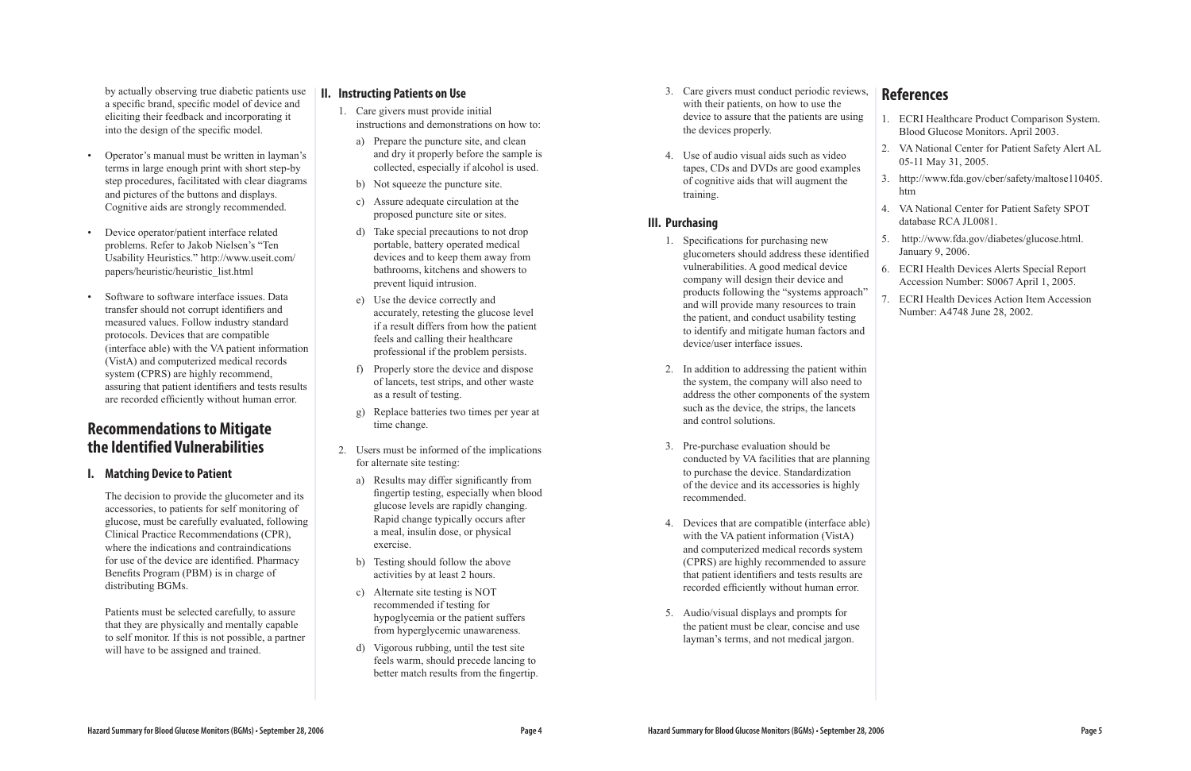by actually observing true diabetic patients use a specific brand, specific model of device and eliciting their feedback and incorporating it into the design of the specific model.

- Operator's manual must be written in layman's terms in large enough print with short step-by step procedures, facilitated with clear diagrams and pictures of the buttons and displays. Cognitive aids are strongly recommended.
- Device operator/patient interface related problems. Refer to Jakob Nielsen's "Ten Usability Heuristics." http://www.useit.com/papers/heuristic/heuristic_list.html
- Software to software interface issues. Data transfer should not corrupt identifiers and measured values. Follow industry standard protocols. Devices that are compatible (interface able) with the VA patient information (VistA) and computerized medical records system (CPRS) are highly recommend, assuring that patient identifiers and tests results are recorded efficiently without human error.

## Recommendations to Mitigate the Identified Vulnerabilities

### I. Matching Device to Patient

The decision to provide the glucometer and its accessories, to patients for self monitoring of glucose, must be carefully evaluated, following Clinical Practice Recommendations (CPR), where the indications and contraindications for use of the device are identified. Pharmacy Benefits Program (PBM) is in charge of distributing BGMs.

Patients must be selected carefully, to assure that they are physically and mentally capable to self monitor. If this is not possible, a partner will have to be assigned and trained.

### II. Instructing Patients on Use

1. Care givers must provide initial instructions and demonstrations on how to:
   a) Prepare the puncture site, and clean and dry it properly before the sample is collected, especially if alcohol is used.
   b) Not squeeze the puncture site.
   c) Assure adequate circulation at the proposed puncture site or sites.
   d) Take special precautions to not drop portable, battery operated medical devices and to keep them away from bathrooms, kitchens and showers to prevent liquid intrusion.
   e) Use the device correctly and accurately, retesting the glucose level if a result differs from how the patient feels and calling their healthcare professional if the problem persists.
   f) Properly store the device and dispose of lancets, test strips, and other waste as a result of testing.
   g) Replace batteries two times per year at time change.
2. Users must be informed of the implications for alternate site testing:
   a) Results may differ significantly from fingertip testing, especially when blood glucose levels are rapidly changing. Rapid change typically occurs after a meal, insulin dose, or physical exercise.
   b) Testing should follow the above activities by at least 2 hours.
   c) Alternate site testing is NOT recommended if testing for hypoglycemia or the patient suffers from hyperglycemic unawareness.
   d) Vigorous rubbing, until the test site feels warm, should precede lancing to better match results from the fingertip.
3. Care givers must conduct periodic reviews, with their patients, on how to use the device to assure that the patients are using the devices properly.
4. Use of audio visual aids such as video tapes, CDs and DVDs are good examples of cognitive aids that will augment the training.

### III. Purchasing

1. Specifications for purchasing new glucometers should address these identified vulnerabilities. A good medical device company will design their device and products following the "systems approach" and will provide many resources to train the patient, and conduct usability testing to identify and mitigate human factors and device/user interface issues.
2. In addition to addressing the patient within the system, the company will also need to address the other components of the system such as the device, the strips, the lancets and control solutions.
3. Pre-purchase evaluation should be conducted by VA facilities that are planning to purchase the device. Standardization of the device and its accessories is highly recommended.
4. Devices that are compatible (interface able) with the VA patient information (VistA) and computerized medical records system (CPRS) are highly recommended to assure that patient identifiers and tests results are recorded efficiently without human error.
5. Audio/visual displays and prompts for the patient must be clear, concise and use layman's terms, and not medical jargon.

## References

1. ECRI Healthcare Product Comparison System. Blood Glucose Monitors. April 2003.
2. VA National Center for Patient Safety Alert AL 05-11 May 31, 2005.
3. http://www.fda.gov/cber/safety/maltose110405.htm
4. VA National Center for Patient Safety SPOT database RCA JL0081.
5. http://www.fda.gov/diabetes/glucose.html. January 9, 2006.
6. ECRI Health Devices Alerts Special Report Accession Number: S0067 April 1, 2005.
7. ECRI Health Devices Action Item Accession Number: A4748 June 28, 2002.